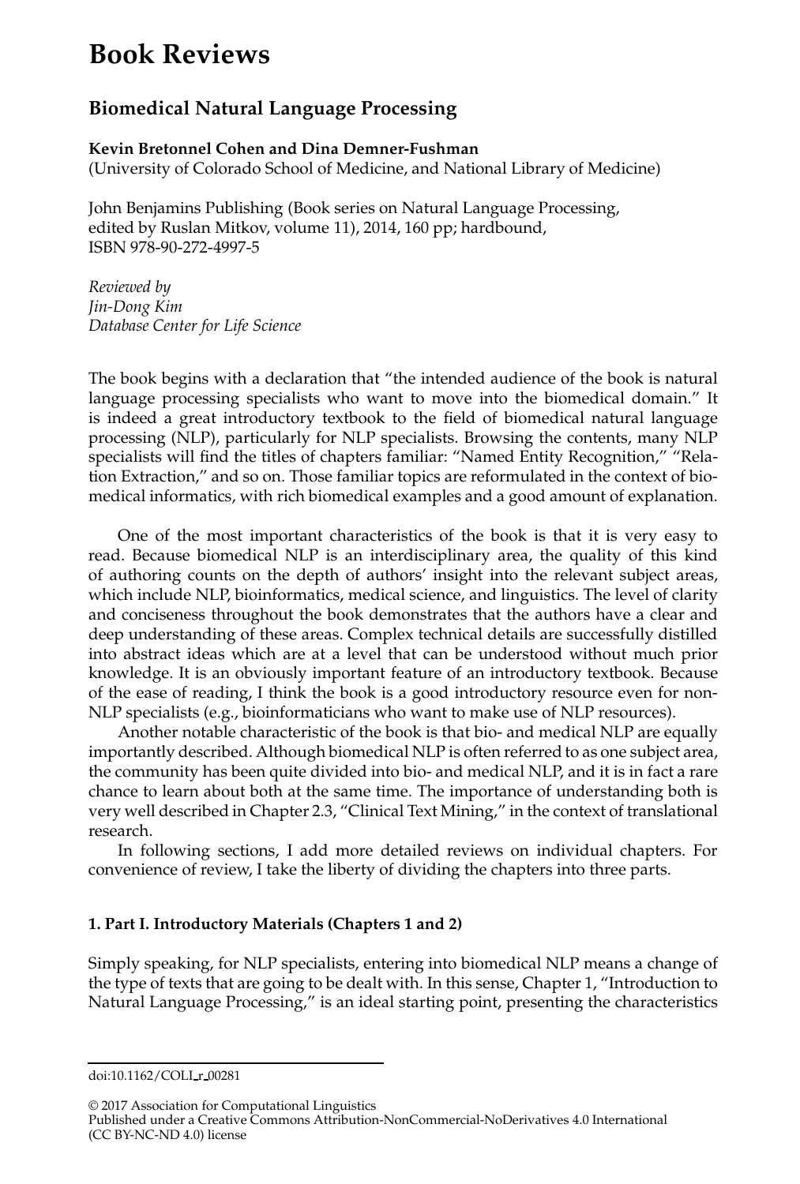# Book Reviews

## Biomedical Natural Language Processing

**Kevin Bretonnel Cohen and Dina Demner-Fushman**
(University of Colorado School of Medicine, and National Library of Medicine)

John Benjamins Publishing (Book series on Natural Language Processing, edited by Ruslan Mitkov, volume 11), 2014, 160 pp; hardbound, ISBN 978-90-272-4997-5

*Reviewed by*
*Jin-Dong Kim*
*Database Center for Life Science*

The book begins with a declaration that "the intended audience of the book is natural language processing specialists who want to move into the biomedical domain." It is indeed a great introductory textbook to the field of biomedical natural language processing (NLP), particularly for NLP specialists. Browsing the contents, many NLP specialists will find the titles of chapters familiar: "Named Entity Recognition," "Relation Extraction," and so on. Those familiar topics are reformulated in the context of biomedical informatics, with rich biomedical examples and a good amount of explanation.

One of the most important characteristics of the book is that it is very easy to read. Because biomedical NLP is an interdisciplinary area, the quality of this kind of authoring counts on the depth of authors' insight into the relevant subject areas, which include NLP, bioinformatics, medical science, and linguistics. The level of clarity and conciseness throughout the book demonstrates that the authors have a clear and deep understanding of these areas. Complex technical details are successfully distilled into abstract ideas which are at a level that can be understood without much prior knowledge. It is an obviously important feature of an introductory textbook. Because of the ease of reading, I think the book is a good introductory resource even for non-NLP specialists (e.g., bioinformaticians who want to make use of NLP resources).

Another notable characteristic of the book is that bio- and medical NLP are equally importantly described. Although biomedical NLP is often referred to as one subject area, the community has been quite divided into bio- and medical NLP, and it is in fact a rare chance to learn about both at the same time. The importance of understanding both is very well described in Chapter 2.3, "Clinical Text Mining," in the context of translational research.

In following sections, I add more detailed reviews on individual chapters. For convenience of review, I take the liberty of dividing the chapters into three parts.

### 1. Part I. Introductory Materials (Chapters 1 and 2)

Simply speaking, for NLP specialists, entering into biomedical NLP means a change of the type of texts that are going to be dealt with. In this sense, Chapter 1, "Introduction to Natural Language Processing," is an ideal starting point, presenting the characteristics

doi:10.1162/COLI_r_00281

© 2017 Association for Computational Linguistics
Published under a Creative Commons Attribution-NonCommercial-NoDerivatives 4.0 International (CC BY-NC-ND 4.0) license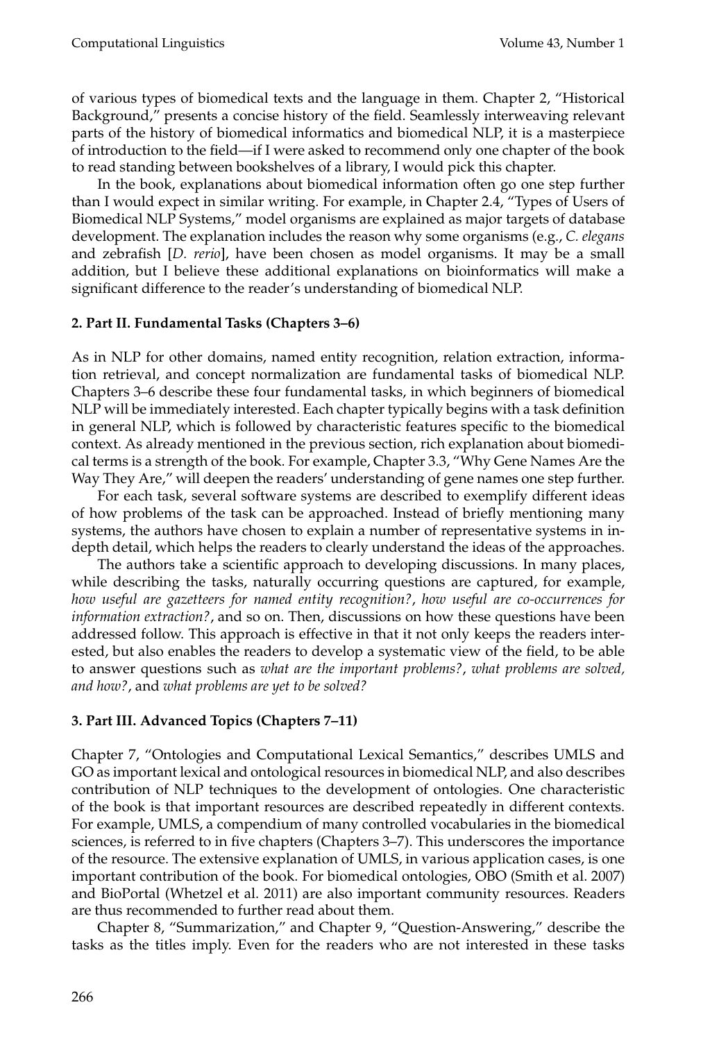of various types of biomedical texts and the language in them. Chapter 2, "Historical Background," presents a concise history of the field. Seamlessly interweaving relevant parts of the history of biomedical informatics and biomedical NLP, it is a masterpiece of introduction to the field—if I were asked to recommend only one chapter of the book to read standing between bookshelves of a library, I would pick this chapter.

In the book, explanations about biomedical information often go one step further than I would expect in similar writing. For example, in Chapter 2.4, "Types of Users of Biomedical NLP Systems," model organisms are explained as major targets of database development. The explanation includes the reason why some organisms (e.g., *C. elegans* and zebrafish [*D. rerio*], have been chosen as model organisms. It may be a small addition, but I believe these additional explanations on bioinformatics will make a significant difference to the reader's understanding of biomedical NLP.

## 2. Part II. Fundamental Tasks (Chapters 3–6)

As in NLP for other domains, named entity recognition, relation extraction, information retrieval, and concept normalization are fundamental tasks of biomedical NLP. Chapters 3–6 describe these four fundamental tasks, in which beginners of biomedical NLP will be immediately interested. Each chapter typically begins with a task definition in general NLP, which is followed by characteristic features specific to the biomedical context. As already mentioned in the previous section, rich explanation about biomedical terms is a strength of the book. For example, Chapter 3.3, "Why Gene Names Are the Way They Are," will deepen the readers' understanding of gene names one step further.

For each task, several software systems are described to exemplify different ideas of how problems of the task can be approached. Instead of briefly mentioning many systems, the authors have chosen to explain a number of representative systems in in-depth detail, which helps the readers to clearly understand the ideas of the approaches.

The authors take a scientific approach to developing discussions. In many places, while describing the tasks, naturally occurring questions are captured, for example, *how useful are gazetteers for named entity recognition?*, *how useful are co-occurrences for information extraction?*, and so on. Then, discussions on how these questions have been addressed follow. This approach is effective in that it not only keeps the readers interested, but also enables the readers to develop a systematic view of the field, to be able to answer questions such as *what are the important problems?*, *what problems are solved, and how?*, and *what problems are yet to be solved?*

## 3. Part III. Advanced Topics (Chapters 7–11)

Chapter 7, "Ontologies and Computational Lexical Semantics," describes UMLS and GO as important lexical and ontological resources in biomedical NLP, and also describes contribution of NLP techniques to the development of ontologies. One characteristic of the book is that important resources are described repeatedly in different contexts. For example, UMLS, a compendium of many controlled vocabularies in the biomedical sciences, is referred to in five chapters (Chapters 3–7). This underscores the importance of the resource. The extensive explanation of UMLS, in various application cases, is one important contribution of the book. For biomedical ontologies, OBO (Smith et al. 2007) and BioPortal (Whetzel et al. 2011) are also important community resources. Readers are thus recommended to further read about them.

Chapter 8, "Summarization," and Chapter 9, "Question-Answering," describe the tasks as the titles imply. Even for the readers who are not interested in these tasks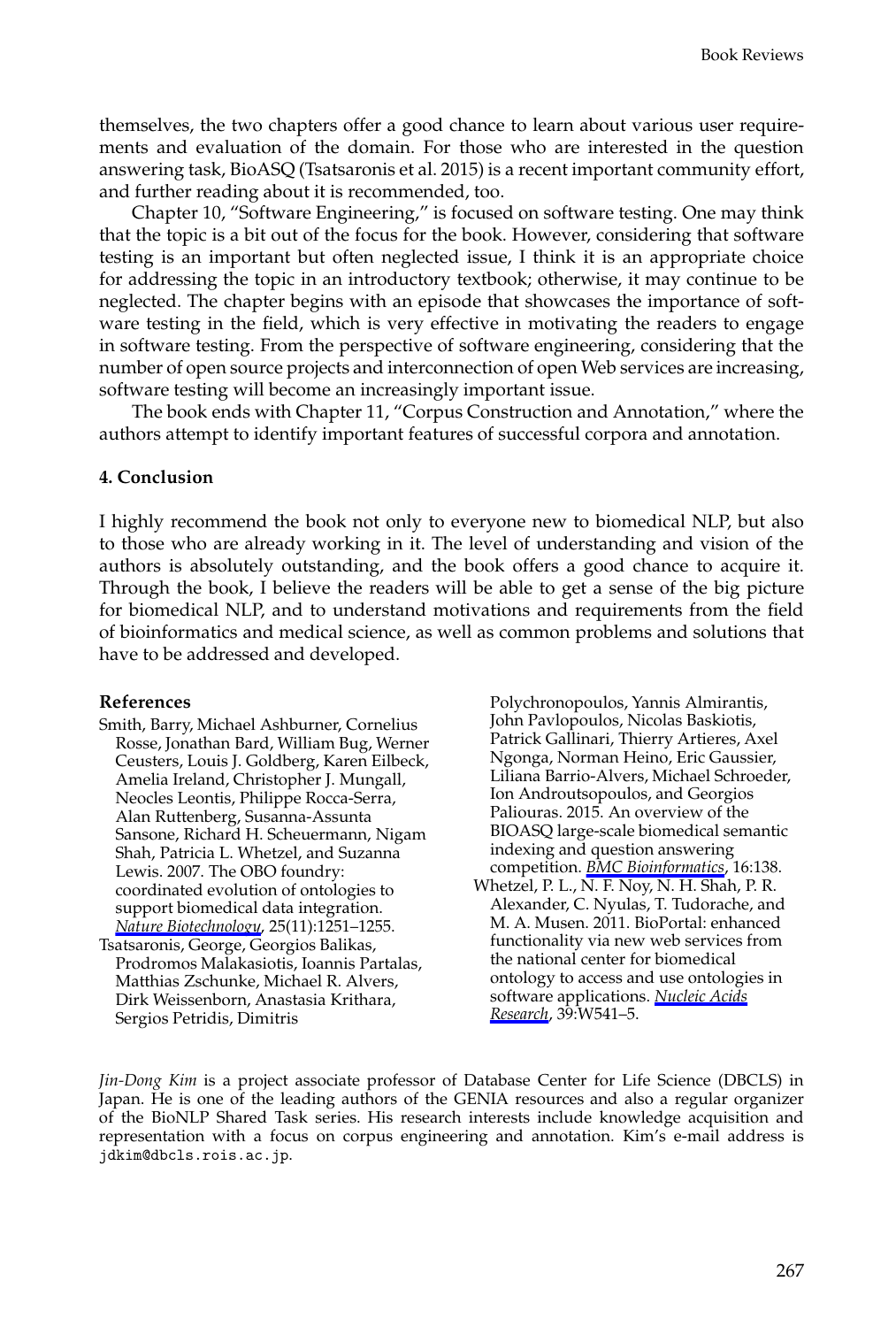themselves, the two chapters offer a good chance to learn about various user requirements and evaluation of the domain. For those who are interested in the question answering task, BioASQ (Tsatsaronis et al. 2015) is a recent important community effort, and further reading about it is recommended, too.

Chapter 10, "Software Engineering," is focused on software testing. One may think that the topic is a bit out of the focus for the book. However, considering that software testing is an important but often neglected issue, I think it is an appropriate choice for addressing the topic in an introductory textbook; otherwise, it may continue to be neglected. The chapter begins with an episode that showcases the importance of software testing in the field, which is very effective in motivating the readers to engage in software testing. From the perspective of software engineering, considering that the number of open source projects and interconnection of open Web services are increasing, software testing will become an increasingly important issue.

The book ends with Chapter 11, "Corpus Construction and Annotation," where the authors attempt to identify important features of successful corpora and annotation.

## 4. Conclusion

I highly recommend the book not only to everyone new to biomedical NLP, but also to those who are already working in it. The level of understanding and vision of the authors is absolutely outstanding, and the book offers a good chance to acquire it. Through the book, I believe the readers will be able to get a sense of the big picture for biomedical NLP, and to understand motivations and requirements from the field of bioinformatics and medical science, as well as common problems and solutions that have to be addressed and developed.

## References

Smith, Barry, Michael Ashburner, Cornelius Rosse, Jonathan Bard, William Bug, Werner Ceusters, Louis J. Goldberg, Karen Eilbeck, Amelia Ireland, Christopher J. Mungall, Neocles Leontis, Philippe Rocca-Serra, Alan Ruttenberg, Susanna-Assunta Sansone, Richard H. Scheuermann, Nigam Shah, Patricia L. Whetzel, and Suzanna Lewis. 2007. The OBO foundry: coordinated evolution of ontologies to support biomedical data integration. *Nature Biotechnology*, 25(11):1251–1255.

Tsatsaronis, George, Georgios Balikas, Prodromos Malakasiotis, Ioannis Partalas, Matthias Zschunke, Michael R. Alvers, Dirk Weissenborn, Anastasia Krithara, Sergios Petridis, Dimitris Polychronopoulos, Yannis Almirantis, John Pavlopoulos, Nicolas Baskiotis, Patrick Gallinari, Thierry Artieres, Axel Ngonga, Norman Heino, Eric Gaussier, Liliana Barrio-Alvers, Michael Schroeder, Ion Androutsopoulos, and Georgios Paliouras. 2015. An overview of the BIOASQ large-scale biomedical semantic indexing and question answering competition. *BMC Bioinformatics*, 16:138.

Whetzel, P. L., N. F. Noy, N. H. Shah, P. R. Alexander, C. Nyulas, T. Tudorache, and M. A. Musen. 2011. BioPortal: enhanced functionality via new web services from the national center for biomedical ontology to access and use ontologies in software applications. *Nucleic Acids Research*, 39:W541–5.

*Jin-Dong Kim* is a project associate professor of Database Center for Life Science (DBCLS) in Japan. He is one of the leading authors of the GENIA resources and also a regular organizer of the BioNLP Shared Task series. His research interests include knowledge acquisition and representation with a focus on corpus engineering and annotation. Kim's e-mail address is jdkim@dbcls.rois.ac.jp.